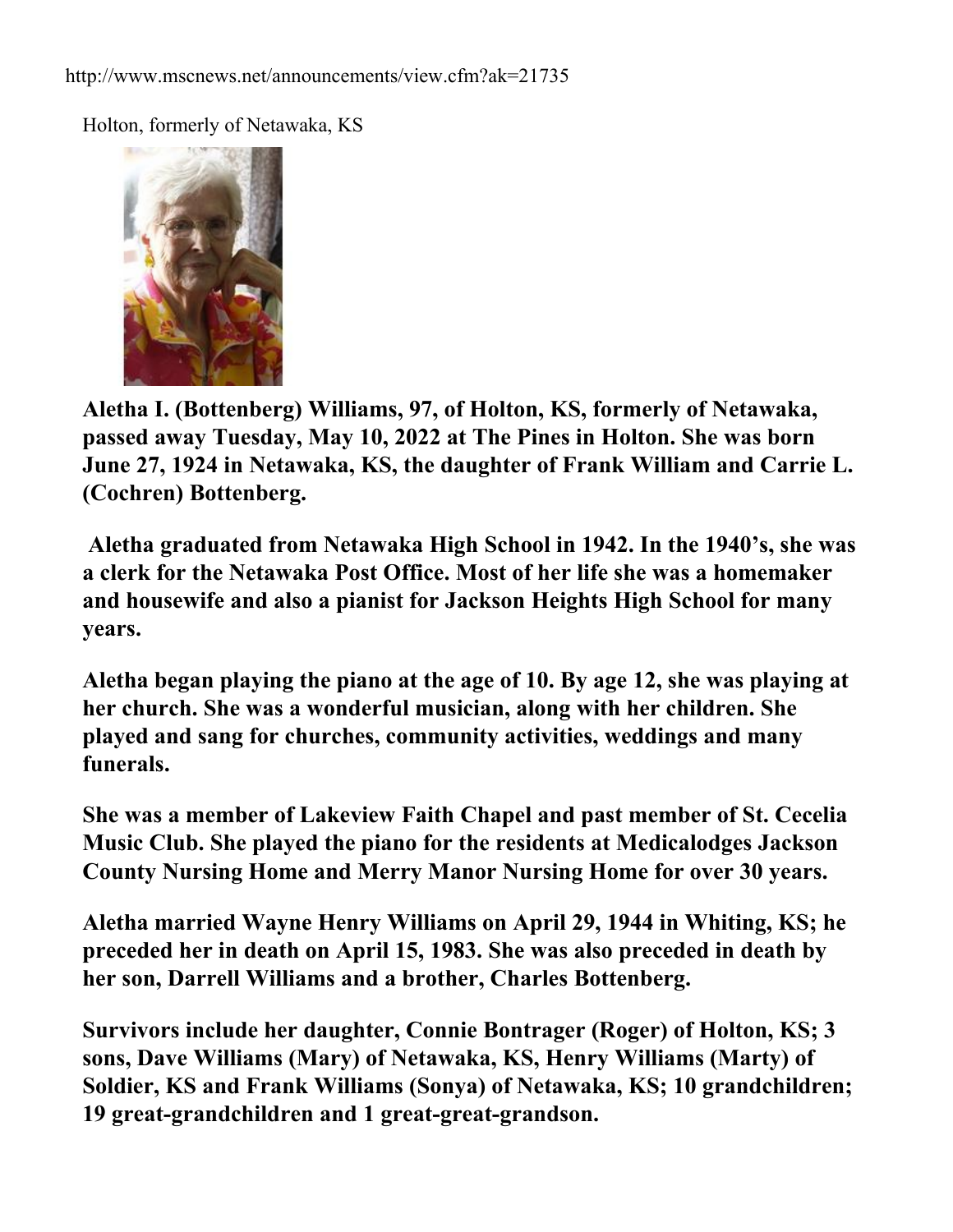http://www.mscnews.net/announcements/view.cfm?ak=21735

Holton, formerly of Netawaka, KS

**Aletha I. (Bottenberg) Williams, 97, of Holton, KS, formerly of Netawaka, passed away Tuesday, May 10, 2022 at The Pines in Holton. She was born June 27, 1924 in Netawaka, KS, the daughter of Frank William and Carrie L. (Cochren) Bottenberg.**

**Aletha graduated from Netawaka High School in 1942. In the 1940's, she was a clerk for the Netawaka Post Office. Most of her life she was a homemaker and housewife and also a pianist for Jackson Heights High School for many years.**

**Aletha began playing the piano at the age of 10. By age 12, she was playing at her church. She was a wonderful musician, along with her children. She played and sang for churches, community activities, weddings and many funerals.**

**She was a member of Lakeview Faith Chapel and past member of St. Cecelia Music Club. She played the piano for the residents at Medicalodges Jackson County Nursing Home and Merry Manor Nursing Home for over 30 years.**

**Aletha married Wayne Henry Williams on April 29, 1944 in Whiting, KS; he preceded her in death on April 15, 1983. She was also preceded in death by her son, Darrell Williams and a brother, Charles Bottenberg.**

**Survivors include her daughter, Connie Bontrager (Roger) of Holton, KS; 3 sons, Dave Williams (Mary) of Netawaka, KS, Henry Williams (Marty) of Soldier, KS and Frank Williams (Sonya) of Netawaka, KS; 10 grandchildren; 19 great-grandchildren and 1 great-great-grandson.**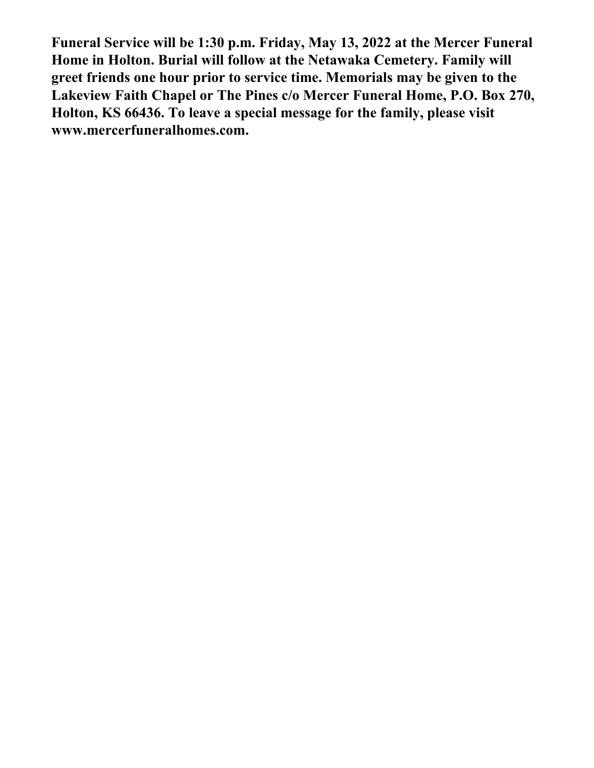**Funeral Service will be 1:30 p.m. Friday, May 13, 2022 at the Mercer Funeral Home in Holton. Burial will follow at the Netawaka Cemetery. Family will greet friends one hour prior to service time. Memorials may be given to the Lakeview Faith Chapel or The Pines c/o Mercer Funeral Home, P.O. Box 270, Holton, KS 66436. To leave a special message for the family, please visit www.mercerfuneralhomes.com.**